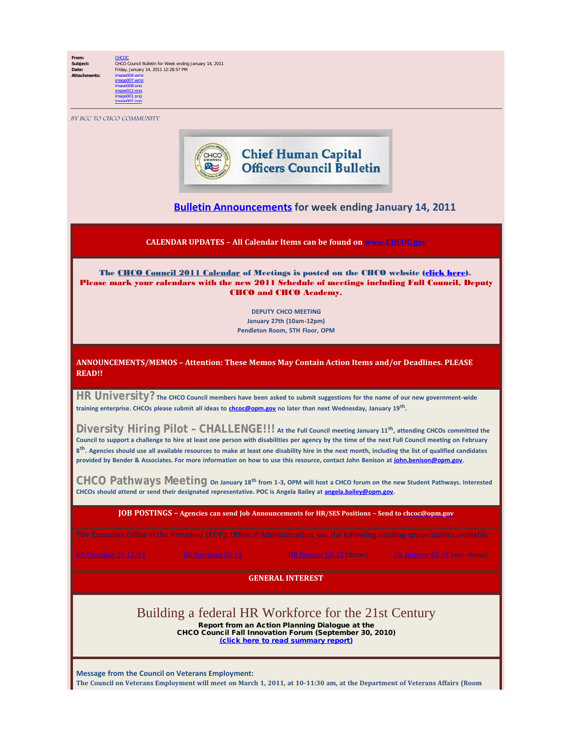**From:** CHCOC
**Subject:** CHCO Council Bulletin for Week ending January 14, 2011
**Date:** Friday, January 14, 2011 12:28:57 PM
**Attachments:** image004.wmz
image007.wmz
image008.png
image012.png
image001.png
image002.png

*BY BCC TO CHCO COMMUNITY*

# Chief Human Capital Officers Council Bulletin

## Bulletin Announcements for week ending January 14, 2011

**CALENDAR UPDATES – All Calendar Items can be found on www.CHCOC.gov**

**The CHCO Council 2011 Calendar of Meetings is posted on the CHCO website (click here). Please mark your calendars with the new 2011 Schedule of meetings including Full Council, Deputy CHCO and CHCO Academy.**

**DEPUTY CHCO MEETING**
**January 27th (10am-12pm)**
**Pendleton Room, 5TH Floor, OPM**

**ANNOUNCEMENTS/MEMOS – Attention: These Memos May Contain Action Items and/or Deadlines. PLEASE READ!!**

**HR University?** **The CHCO Council members have been asked to submit suggestions for the name of our new government-wide training enterprise. CHCOs please submit all ideas to chcoc@opm.gov no later than next Wednesday, January 19th.**

**Diversity Hiring Pilot – CHALLENGE!!!** **At the Full Council meeting January 11th, attending CHCOs committed the Council to support a challenge to hire at least one person with disabilities per agency by the time of the next Full Council meeting on February 8th. Agencies should use all available resources to make at least one disability hire in the next month, including the list of qualified candidates provided by Bender & Associates. For more information on how to use this resource, contact John Benison at john.benison@opm.gov.**

**CHCO Pathways Meeting** **On January 18th from 1-3, OPM will host a CHCO forum on the new Student Pathways. Interested CHCOs should attend or send their designated representative. POC is Angela Bailey at angela.bailey@opm.gov.**

**JOB POSTINGS – Agencies can send Job Announcements for HR/SES Positions – Send to chcoc@opm.gov**

The Executive Office of the President (EOP), Office of Administration, has the following exciting opportunities available:

HR Specialist GS-12/13 | HR Specialist GS-14 | HR Director GS-15 (Status) | HR Director GS-15 (non-Status)

**GENERAL INTEREST**

## Building a federal HR Workforce for the 21st Century

**Report from an Action Planning Dialogue at the CHCO Council Fall Innovation Forum (September 30, 2010)**
**(click here to read summary report)**

**Message from the Council on Veterans Employment:**
**The Council on Veterans Employment will meet on March 1, 2011, at 10-11:30 am, at the Department of Veterans Affairs (Room**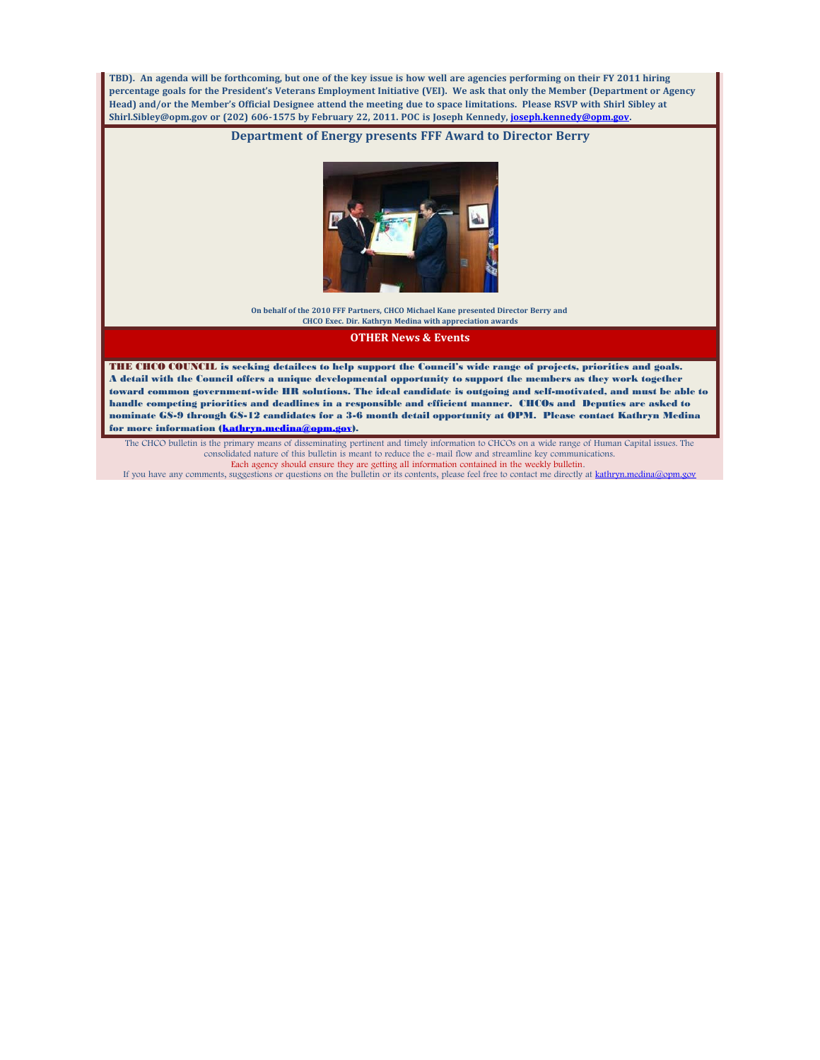**TBD). An agenda will be forthcoming, but one of the key issue is how well are agencies performing on their FY 2011 hiring percentage goals for the President's Veterans Employment Initiative (VEI). We ask that only the Member (Department or Agency Head) and/or the Member's Official Designee attend the meeting due to space limitations. Please RSVP with Shirl Sibley at Shirl.Sibley@opm.gov or (202) 606-1575 by February 22, 2011. POC is Joseph Kennedy, joseph.kennedy@opm.gov.**

## Department of Energy presents FFF Award to Director Berry

**On behalf of the 2010 FFF Partners, CHCO Michael Kane presented Director Berry and CHCO Exec. Dir. Kathryn Medina with appreciation awards**

## OTHER News & Events

**THE CHCO COUNCIL is seeking detailees to help support the Council's wide range of projects, priorities and goals. A detail with the Council offers a unique developmental opportunity to support the members as they work together toward common government-wide HR solutions. The ideal candidate is outgoing and self-motivated, and must be able to handle competing priorities and deadlines in a responsible and efficient manner. CHCOs and Deputies are asked to nominate GS-9 through GS-12 candidates for a 3-6 month detail opportunity at OPM. Please contact Kathryn Medina for more information (kathryn.medina@opm.gov).**

The CHCO bulletin is the primary means of disseminating pertinent and timely information to CHCOs on a wide range of Human Capital issues. The consolidated nature of this bulletin is meant to reduce the e-mail flow and streamline key communications.

Each agency should ensure they are getting all information contained in the weekly bulletin.

If you have any comments, suggestions or questions on the bulletin or its contents, please feel free to contact me directly at kathryn.medina@opm.gov